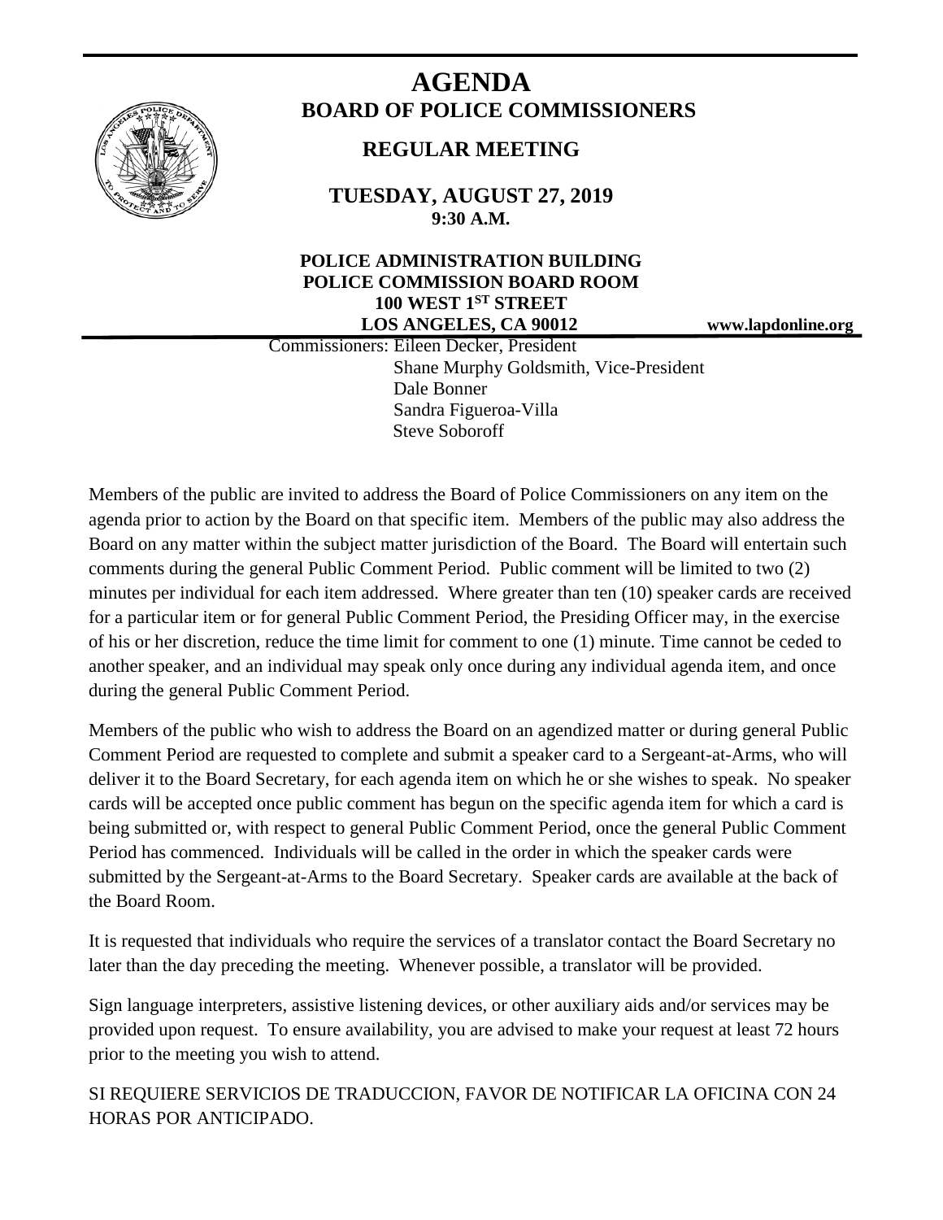# AGENDA

## BOARD OF POLICE COMMISSIONERS

### REGULAR MEETING

**TUESDAY, AUGUST 27, 2019**
**9:30 A.M.**

**POLICE ADMINISTRATION BUILDING**
**POLICE COMMISSION BOARD ROOM**
**100 WEST 1ST STREET**
**LOS ANGELES, CA 90012**

**www.lapdonline.org**

Commissioners: Eileen Decker, President
Shane Murphy Goldsmith, Vice-President
Dale Bonner
Sandra Figueroa-Villa
Steve Soboroff

Members of the public are invited to address the Board of Police Commissioners on any item on the agenda prior to action by the Board on that specific item. Members of the public may also address the Board on any matter within the subject matter jurisdiction of the Board. The Board will entertain such comments during the general Public Comment Period. Public comment will be limited to two (2) minutes per individual for each item addressed. Where greater than ten (10) speaker cards are received for a particular item or for general Public Comment Period, the Presiding Officer may, in the exercise of his or her discretion, reduce the time limit for comment to one (1) minute. Time cannot be ceded to another speaker, and an individual may speak only once during any individual agenda item, and once during the general Public Comment Period.

Members of the public who wish to address the Board on an agendized matter or during general Public Comment Period are requested to complete and submit a speaker card to a Sergeant-at-Arms, who will deliver it to the Board Secretary, for each agenda item on which he or she wishes to speak. No speaker cards will be accepted once public comment has begun on the specific agenda item for which a card is being submitted or, with respect to general Public Comment Period, once the general Public Comment Period has commenced. Individuals will be called in the order in which the speaker cards were submitted by the Sergeant-at-Arms to the Board Secretary. Speaker cards are available at the back of the Board Room.

It is requested that individuals who require the services of a translator contact the Board Secretary no later than the day preceding the meeting. Whenever possible, a translator will be provided.

Sign language interpreters, assistive listening devices, or other auxiliary aids and/or services may be provided upon request. To ensure availability, you are advised to make your request at least 72 hours prior to the meeting you wish to attend.

SI REQUIERE SERVICIOS DE TRADUCCION, FAVOR DE NOTIFICAR LA OFICINA CON 24 HORAS POR ANTICIPADO.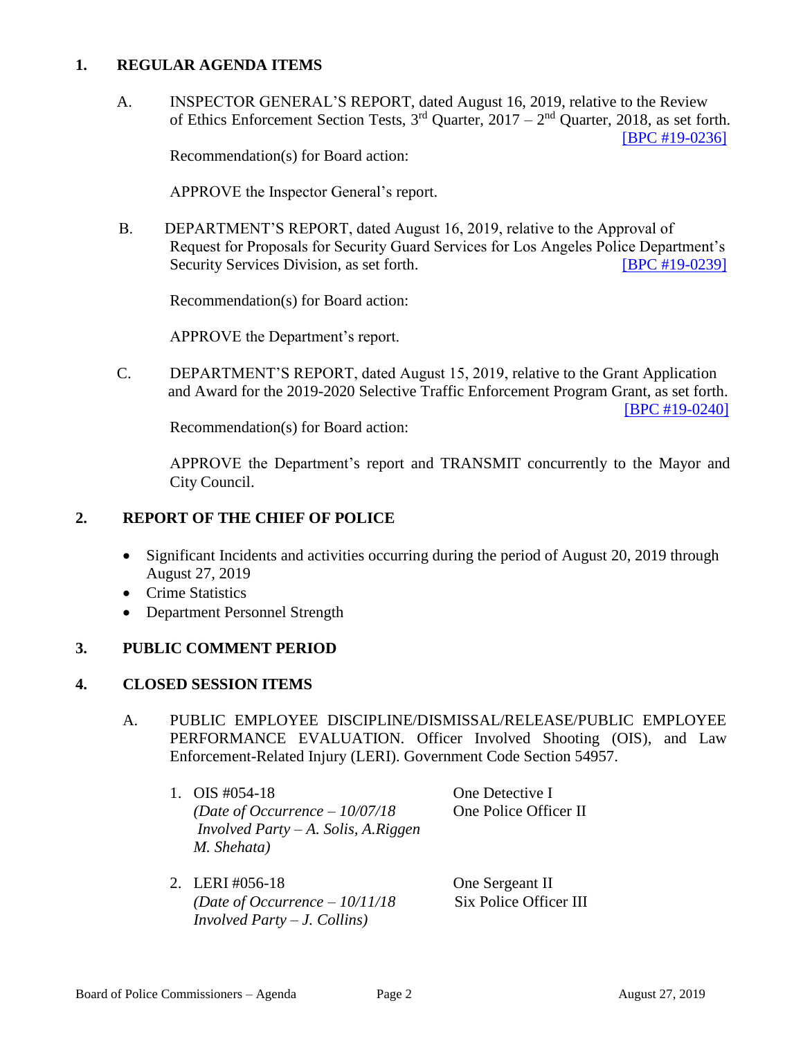## 1. REGULAR AGENDA ITEMS

A. INSPECTOR GENERAL'S REPORT, dated August 16, 2019, relative to the Review of Ethics Enforcement Section Tests, 3rd Quarter, 2017 – 2nd Quarter, 2018, as set forth. [BPC #19-0236]

Recommendation(s) for Board action:

APPROVE the Inspector General's report.

B. DEPARTMENT'S REPORT, dated August 16, 2019, relative to the Approval of Request for Proposals for Security Guard Services for Los Angeles Police Department's Security Services Division, as set forth. [BPC #19-0239]

Recommendation(s) for Board action:

APPROVE the Department's report.

C. DEPARTMENT'S REPORT, dated August 15, 2019, relative to the Grant Application and Award for the 2019-2020 Selective Traffic Enforcement Program Grant, as set forth. [BPC #19-0240]

Recommendation(s) for Board action:

APPROVE the Department's report and TRANSMIT concurrently to the Mayor and City Council.

## 2. REPORT OF THE CHIEF OF POLICE

- Significant Incidents and activities occurring during the period of August 20, 2019 through August 27, 2019
- Crime Statistics
- Department Personnel Strength

## 3. PUBLIC COMMENT PERIOD

## 4. CLOSED SESSION ITEMS

A. PUBLIC EMPLOYEE DISCIPLINE/DISMISSAL/RELEASE/PUBLIC EMPLOYEE PERFORMANCE EVALUATION. Officer Involved Shooting (OIS), and Law Enforcement-Related Injury (LERI). Government Code Section 54957.

1. OIS #054-18 — One Detective I, One Police Officer II
   *(Date of Occurrence – 10/07/18*
   *Involved Party – A. Solis, A.Riggen M. Shehata)*

2. LERI #056-18 — One Sergeant II, Six Police Officer III
   *(Date of Occurrence – 10/11/18*
   *Involved Party – J. Collins)*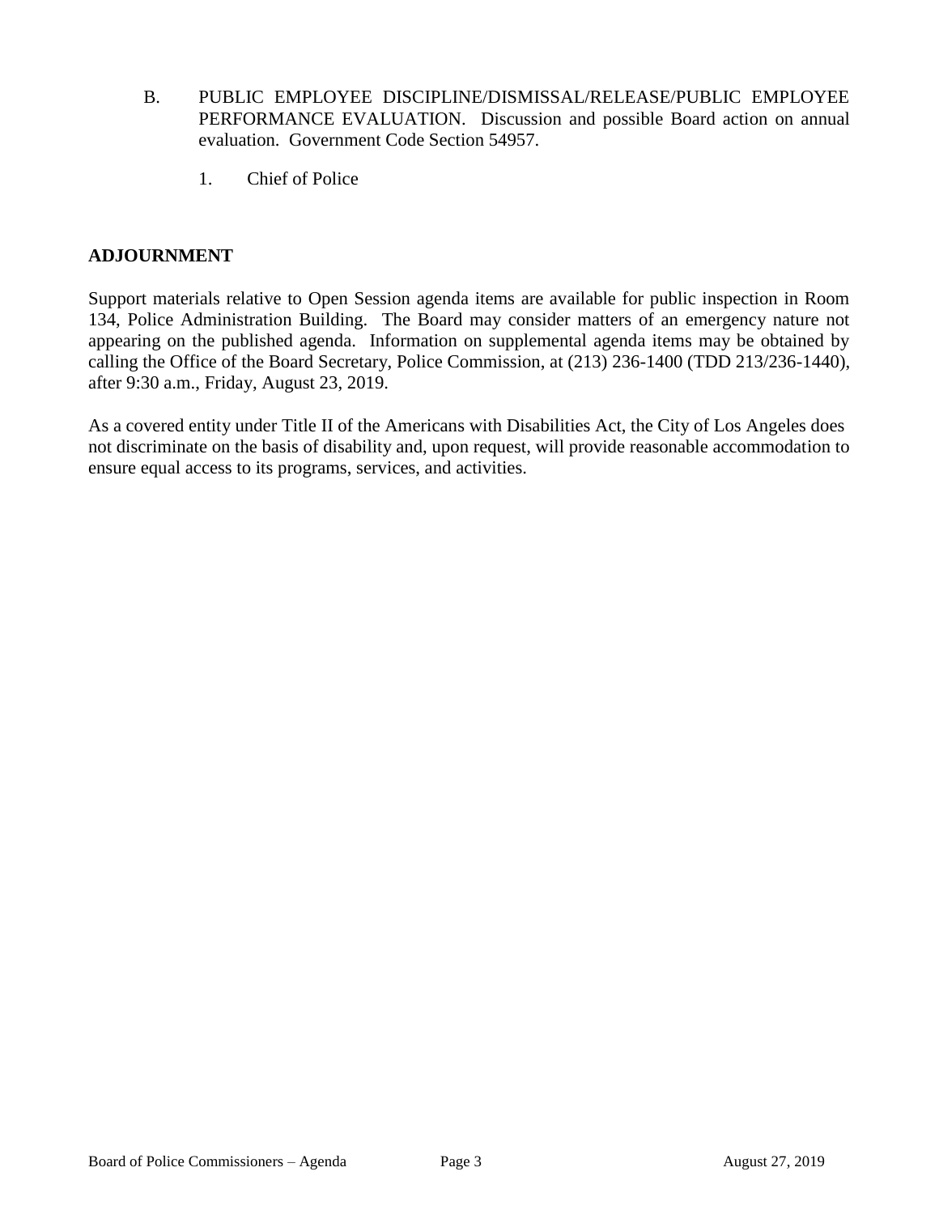B. PUBLIC EMPLOYEE DISCIPLINE/DISMISSAL/RELEASE/PUBLIC EMPLOYEE PERFORMANCE EVALUATION. Discussion and possible Board action on annual evaluation. Government Code Section 54957.

1. Chief of Police

**ADJOURNMENT**

Support materials relative to Open Session agenda items are available for public inspection in Room 134, Police Administration Building. The Board may consider matters of an emergency nature not appearing on the published agenda. Information on supplemental agenda items may be obtained by calling the Office of the Board Secretary, Police Commission, at (213) 236-1400 (TDD 213/236-1440), after 9:30 a.m., Friday, August 23, 2019.

As a covered entity under Title II of the Americans with Disabilities Act, the City of Los Angeles does not discriminate on the basis of disability and, upon request, will provide reasonable accommodation to ensure equal access to its programs, services, and activities.